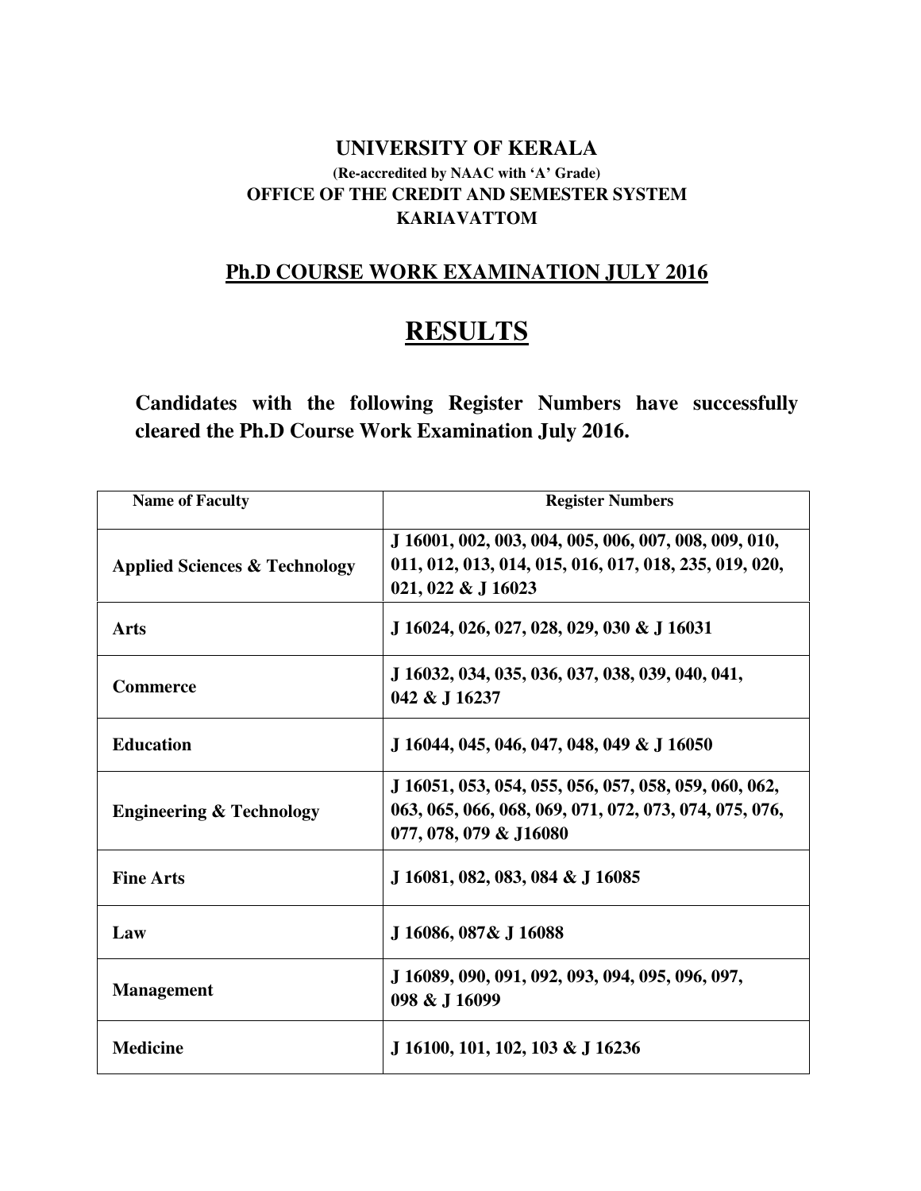**UNIVERSITY OF KERALA**

**(Re-accredited by NAAC with 'A' Grade)**

**OFFICE OF THE CREDIT AND SEMESTER SYSTEM**

**KARIAVATTOM**

## Ph.D COURSE WORK EXAMINATION JULY 2016

# RESULTS

**Candidates with the following Register Numbers have successfully cleared the Ph.D Course Work Examination July 2016.**

| Name of Faculty | Register Numbers |
|---|---|
| **Applied Sciences & Technology** | **J 16001, 002, 003, 004, 005, 006, 007, 008, 009, 010, 011, 012, 013, 014, 015, 016, 017, 018, 235, 019, 020, 021, 022 & J 16023** |
| **Arts** | **J 16024, 026, 027, 028, 029, 030 & J 16031** |
| **Commerce** | **J 16032, 034, 035, 036, 037, 038, 039, 040, 041, 042 & J 16237** |
| **Education** | **J 16044, 045, 046, 047, 048, 049 & J 16050** |
| **Engineering & Technology** | **J 16051, 053, 054, 055, 056, 057, 058, 059, 060, 062, 063, 065, 066, 068, 069, 071, 072, 073, 074, 075, 076, 077, 078, 079 & J16080** |
| **Fine Arts** | **J 16081, 082, 083, 084 & J 16085** |
| **Law** | **J 16086, 087& J 16088** |
| **Management** | **J 16089, 090, 091, 092, 093, 094, 095, 096, 097, 098 & J 16099** |
| **Medicine** | **J 16100, 101, 102, 103 & J 16236** |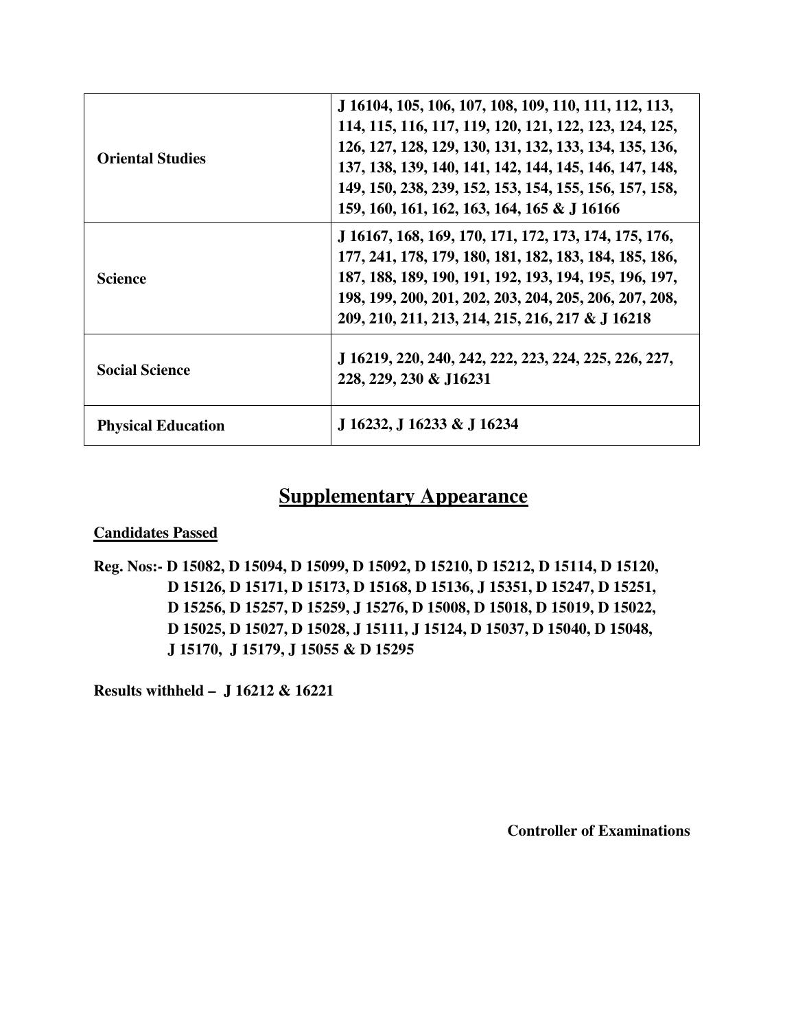| Oriental Studies | J 16104, 105, 106, 107, 108, 109, 110, 111, 112, 113, 114, 115, 116, 117, 119, 120, 121, 122, 123, 124, 125, 126, 127, 128, 129, 130, 131, 132, 133, 134, 135, 136, 137, 138, 139, 140, 141, 142, 144, 145, 146, 147, 148, 149, 150, 238, 239, 152, 153, 154, 155, 156, 157, 158, 159, 160, 161, 162, 163, 164, 165 & J 16166 |
|---|---|
| **Science** | **J 16167, 168, 169, 170, 171, 172, 173, 174, 175, 176, 177, 241, 178, 179, 180, 181, 182, 183, 184, 185, 186, 187, 188, 189, 190, 191, 192, 193, 194, 195, 196, 197, 198, 199, 200, 201, 202, 203, 204, 205, 206, 207, 208, 209, 210, 211, 213, 214, 215, 216, 217 & J 16218** |
| **Social Science** | **J 16219, 220, 240, 242, 222, 223, 224, 225, 226, 227, 228, 229, 230 & J16231** |
| **Physical Education** | **J 16232, J 16233 & J 16234** |

## Supplementary Appearance

**Candidates Passed**

**Reg. Nos:- D 15082, D 15094, D 15099, D 15092, D 15210, D 15212, D 15114, D 15120, D 15126, D 15171, D 15173, D 15168, D 15136, J 15351, D 15247, D 15251, D 15256, D 15257, D 15259, J 15276, D 15008, D 15018, D 15019, D 15022, D 15025, D 15027, D 15028, J 15111, J 15124, D 15037, D 15040, D 15048, J 15170, J 15179, J 15055 & D 15295**

**Results withheld – J 16212 & 16221**

**Controller of Examinations**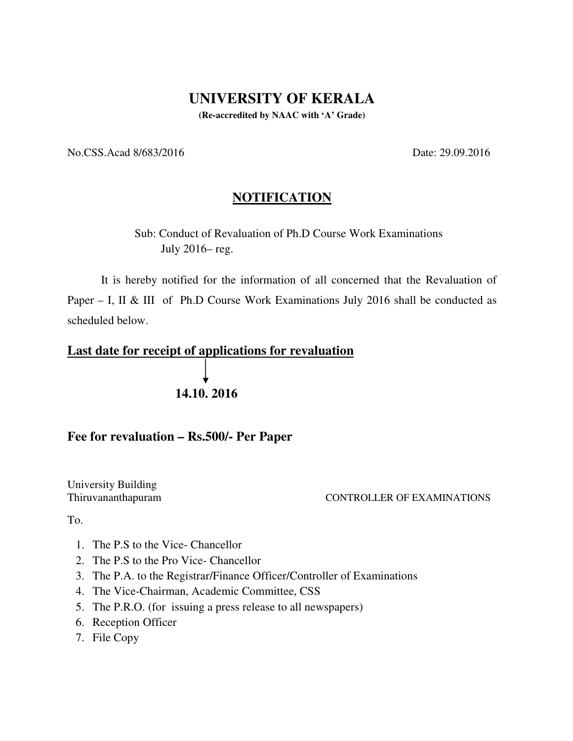# UNIVERSITY OF KERALA

**(Re-accredited by NAAC with 'A' Grade)**

No.CSS.Acad 8/683/2016 Date: 29.09.2016

## NOTIFICATION

Sub: Conduct of Revaluation of Ph.D Course Work Examinations July 2016– reg.

It is hereby notified for the information of all concerned that the Revaluation of Paper – I, II & III of Ph.D Course Work Examinations July 2016 shall be conducted as scheduled below.

**Last date for receipt of applications for revaluation**

↓

**14.10. 2016**

**Fee for revaluation – Rs.500/- Per Paper**

University Building
Thiruvananthapuram

CONTROLLER OF EXAMINATIONS

To.

1. The P.S to the Vice- Chancellor
2. The P.S to the Pro Vice- Chancellor
3. The P.A. to the Registrar/Finance Officer/Controller of Examinations
4. The Vice-Chairman, Academic Committee, CSS
5. The P.R.O. (for issuing a press release to all newspapers)
6. Reception Officer
7. File Copy